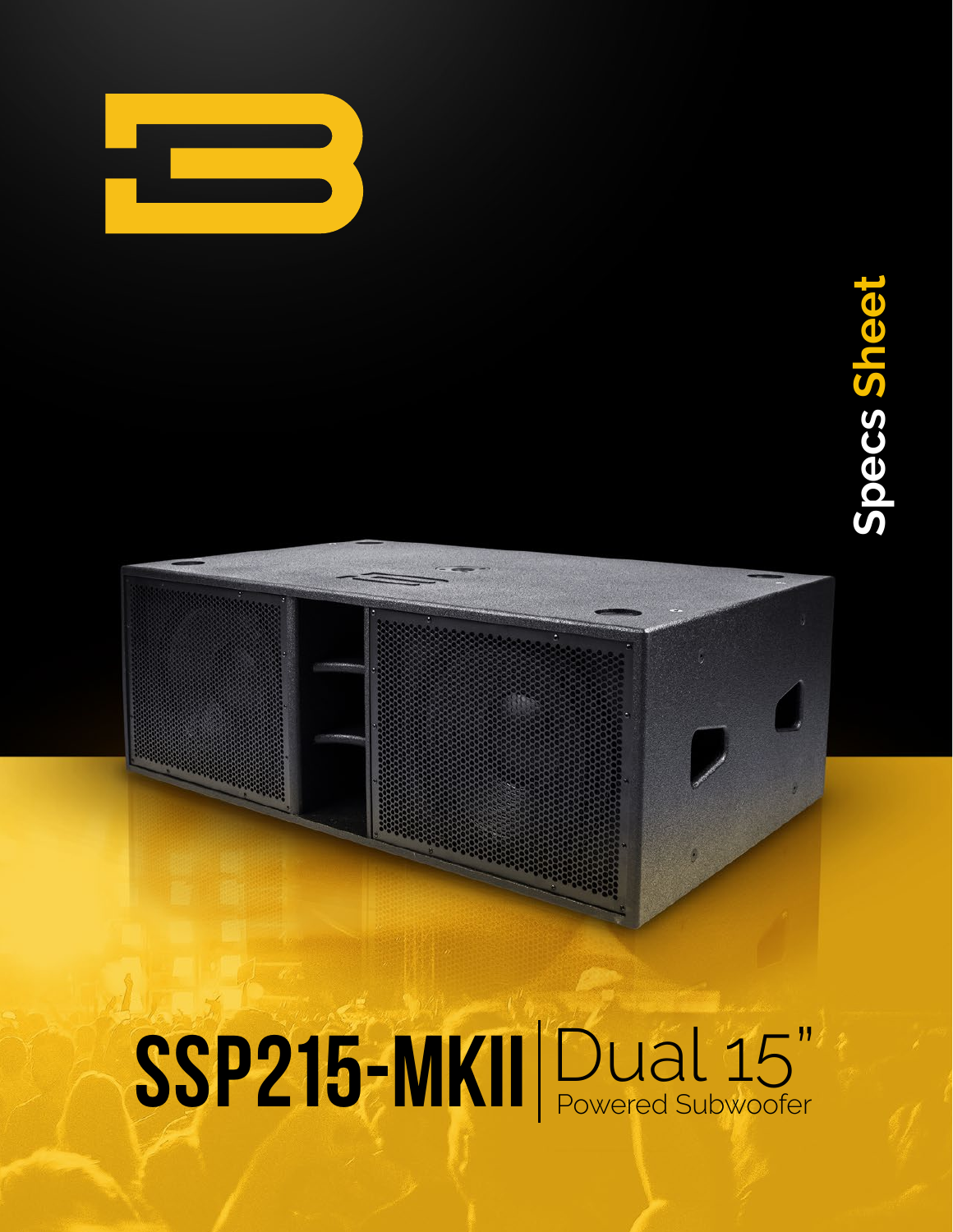Specs Sheet

# SSP215-MKII

## Dual 15"

Powered Subwoofer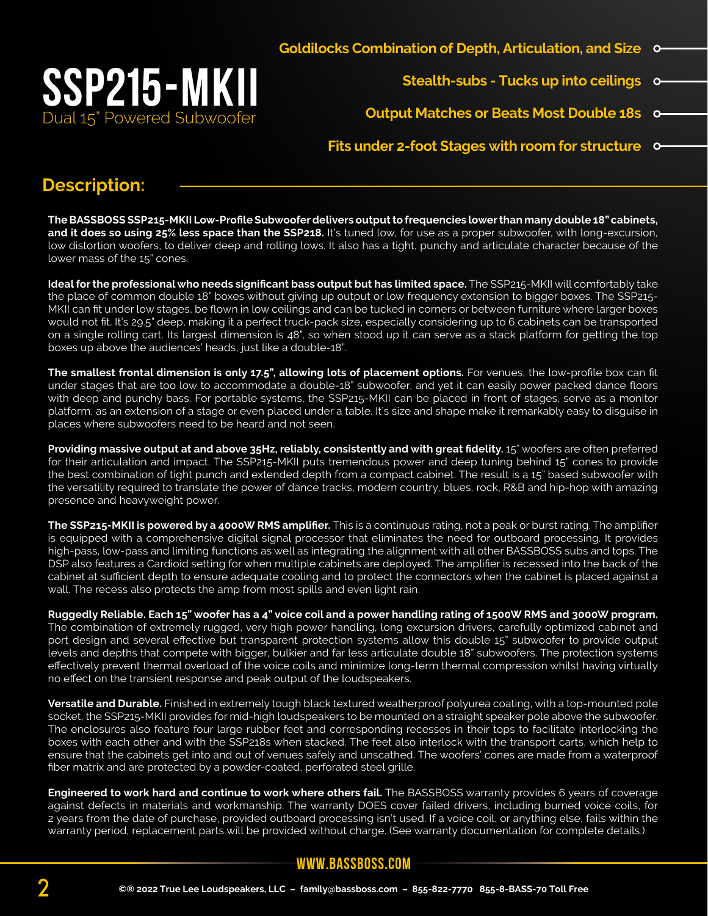# SSP215-MKII

Dual 15" Powered Subwoofer

- Goldilocks Combination of Depth, Articulation, and Size
- Stealth-subs - Tucks up into ceilings
- Output Matches or Beats Most Double 18s
- Fits under 2-foot Stages with room for structure

## Description:

**The BASSBOSS SSP215-MKII Low-Profile Subwoofer delivers output to frequencies lower than many double 18" cabinets, and it does so using 25% less space than the SSP218.** It's tuned low, for use as a proper subwoofer, with long-excursion, low distortion woofers, to deliver deep and rolling lows. It also has a tight, punchy and articulate character because of the lower mass of the 15" cones.

**Ideal for the professional who needs significant bass output but has limited space.** The SSP215-MKII will comfortably take the place of common double 18" boxes without giving up output or low frequency extension to bigger boxes. The SSP215-MKII can fit under low stages, be flown in low ceilings and can be tucked in corners or between furniture where larger boxes would not fit. It's 29.5" deep, making it a perfect truck-pack size, especially considering up to 6 cabinets can be transported on a single rolling cart. Its largest dimension is 48", so when stood up it can serve as a stack platform for getting the top boxes up above the audiences' heads, just like a double-18".

**The smallest frontal dimension is only 17.5", allowing lots of placement options.** For venues, the low-profile box can fit under stages that are too low to accommodate a double-18" subwoofer, and yet it can easily power packed dance floors with deep and punchy bass. For portable systems, the SSP215-MKII can be placed in front of stages, serve as a monitor platform, as an extension of a stage or even placed under a table. It's size and shape make it remarkably easy to disguise in places where subwoofers need to be heard and not seen.

**Providing massive output at and above 35Hz, reliably, consistently and with great fidelity.** 15" woofers are often preferred for their articulation and impact. The SSP215-MKII puts tremendous power and deep tuning behind 15" cones to provide the best combination of tight punch and extended depth from a compact cabinet. The result is a 15" based subwoofer with the versatility required to translate the power of dance tracks, modern country, blues, rock, R&B and hip-hop with amazing presence and heavyweight power.

**The SSP215-MKII is powered by a 4000W RMS amplifier.** This is a continuous rating, not a peak or burst rating. The amplifier is equipped with a comprehensive digital signal processor that eliminates the need for outboard processing. It provides high-pass, low-pass and limiting functions as well as integrating the alignment with all other BASSBOSS subs and tops. The DSP also features a Cardioid setting for when multiple cabinets are deployed. The amplifier is recessed into the back of the cabinet at sufficient depth to ensure adequate cooling and to protect the connectors when the cabinet is placed against a wall. The recess also protects the amp from most spills and even light rain.

**Ruggedly Reliable. Each 15" woofer has a 4" voice coil and a power handling rating of 1500W RMS and 3000W program.** The combination of extremely rugged, very high power handling, long excursion drivers, carefully optimized cabinet and port design and several effective but transparent protection systems allow this double 15" subwoofer to provide output levels and depths that compete with bigger, bulkier and far less articulate double 18" subwoofers. The protection systems effectively prevent thermal overload of the voice coils and minimize long-term thermal compression whilst having virtually no effect on the transient response and peak output of the loudspeakers.

**Versatile and Durable.** Finished in extremely tough black textured weatherproof polyurea coating, with a top-mounted pole socket, the SSP215-MKII provides for mid-high loudspeakers to be mounted on a straight speaker pole above the subwoofer. The enclosures also feature four large rubber feet and corresponding recesses in their tops to facilitate interlocking the boxes with each other and with the SSP218s when stacked. The feet also interlock with the transport carts, which help to ensure that the cabinets get into and out of venues safely and unscathed. The woofers' cones are made from a waterproof fiber matrix and are protected by a powder-coated, perforated steel grille.

**Engineered to work hard and continue to work where others fail.** The BASSBOSS warranty provides 6 years of coverage against defects in materials and workmanship. The warranty DOES cover failed drivers, including burned voice coils, for 2 years from the date of purchase, provided outboard processing isn't used. If a voice coil, or anything else, fails within the warranty period, replacement parts will be provided without charge. (See warranty documentation for complete details.)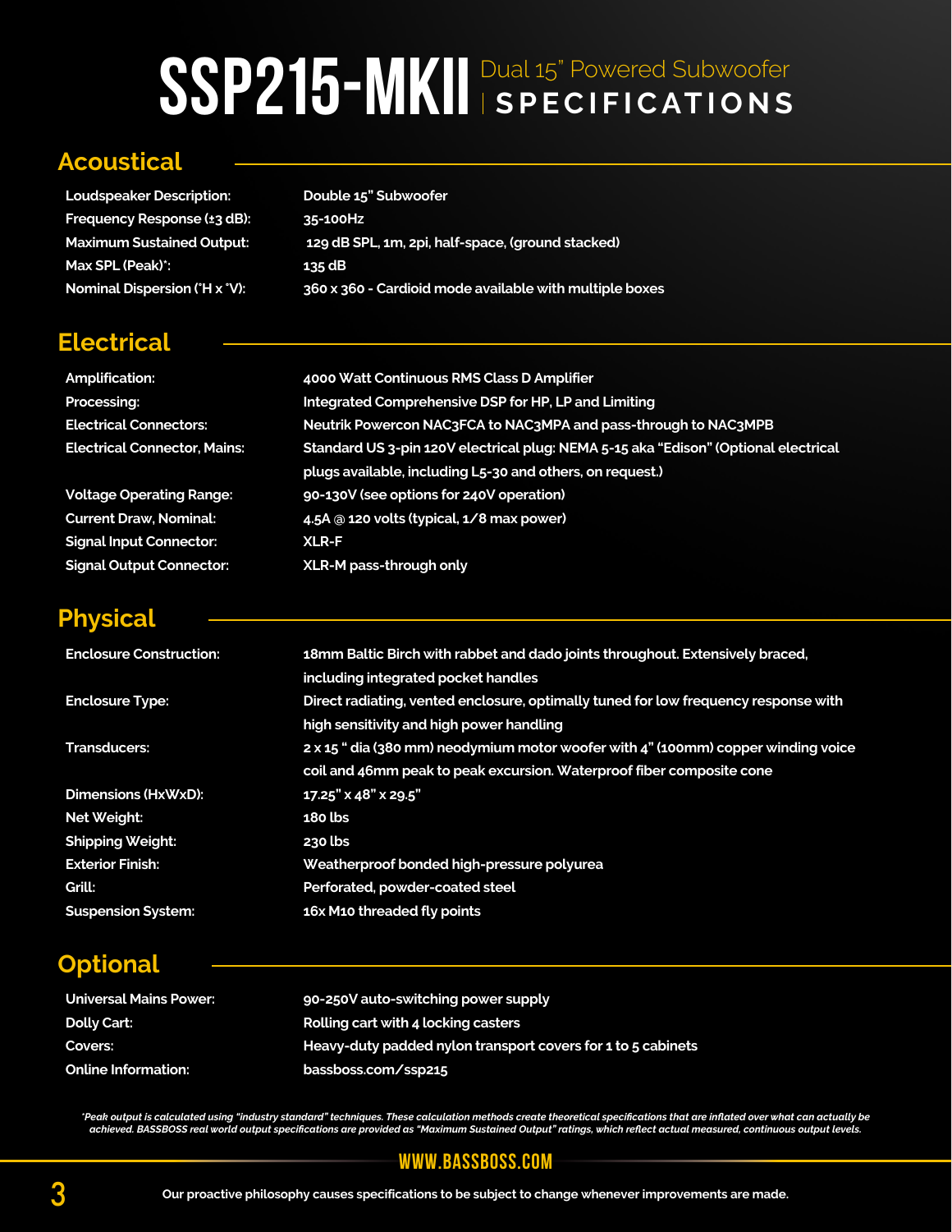# SSP215-MKII Dual 15" Powered Subwoofer | SPECIFICATIONS

## Acoustical

| | |
|---|---|
| Loudspeaker Description: | Double 15" Subwoofer |
| Frequency Response (±3 dB): | 35-100Hz |
| Maximum Sustained Output: | 129 dB SPL, 1m, 2pi, half-space, (ground stacked) |
| Max SPL (Peak)*: | 135 dB |
| Nominal Dispersion (°H x °V): | 360 x 360 - Cardioid mode available with multiple boxes |

## Electrical

| | |
|---|---|
| Amplification: | 4000 Watt Continuous RMS Class D Amplifier |
| Processing: | Integrated Comprehensive DSP for HP, LP and Limiting |
| Electrical Connectors: | Neutrik Powercon NAC3FCA to NAC3MPA and pass-through to NAC3MPB |
| Electrical Connector, Mains: | Standard US 3-pin 120V electrical plug: NEMA 5-15 aka "Edison" (Optional electrical plugs available, including L5-30 and others, on request.) |
| Voltage Operating Range: | 90-130V (see options for 240V operation) |
| Current Draw, Nominal: | 4.5A @ 120 volts (typical, 1/8 max power) |
| Signal Input Connector: | XLR-F |
| Signal Output Connector: | XLR-M pass-through only |

## Physical

| | |
|---|---|
| Enclosure Construction: | 18mm Baltic Birch with rabbet and dado joints throughout. Extensively braced, including integrated pocket handles |
| Enclosure Type: | Direct radiating, vented enclosure, optimally tuned for low frequency response with high sensitivity and high power handling |
| Transducers: | 2 x 15 " dia (380 mm) neodymium motor woofer with 4" (100mm) copper winding voice coil and 46mm peak to peak excursion. Waterproof fiber composite cone |
| Dimensions (HxWxD): | 17.25" x 48" x 29.5" |
| Net Weight: | 180 lbs |
| Shipping Weight: | 230 lbs |
| Exterior Finish: | Weatherproof bonded high-pressure polyurea |
| Grill: | Perforated, powder-coated steel |
| Suspension System: | 16x M10 threaded fly points |

## Optional

| | |
|---|---|
| Universal Mains Power: | 90-250V auto-switching power supply |
| Dolly Cart: | Rolling cart with 4 locking casters |
| Covers: | Heavy-duty padded nylon transport covers for 1 to 5 cabinets |
| Online Information: | bassboss.com/ssp215 |

*\*Peak output is calculated using "industry standard" techniques. These calculation methods create theoretical specifications that are inflated over what can actually be achieved. BASSBOSS real world output specifications are provided as "Maximum Sustained Output" ratings, which reflect actual measured, continuous output levels.*

WWW.BASSBOSS.COM

Our proactive philosophy causes specifications to be subject to change whenever improvements are made.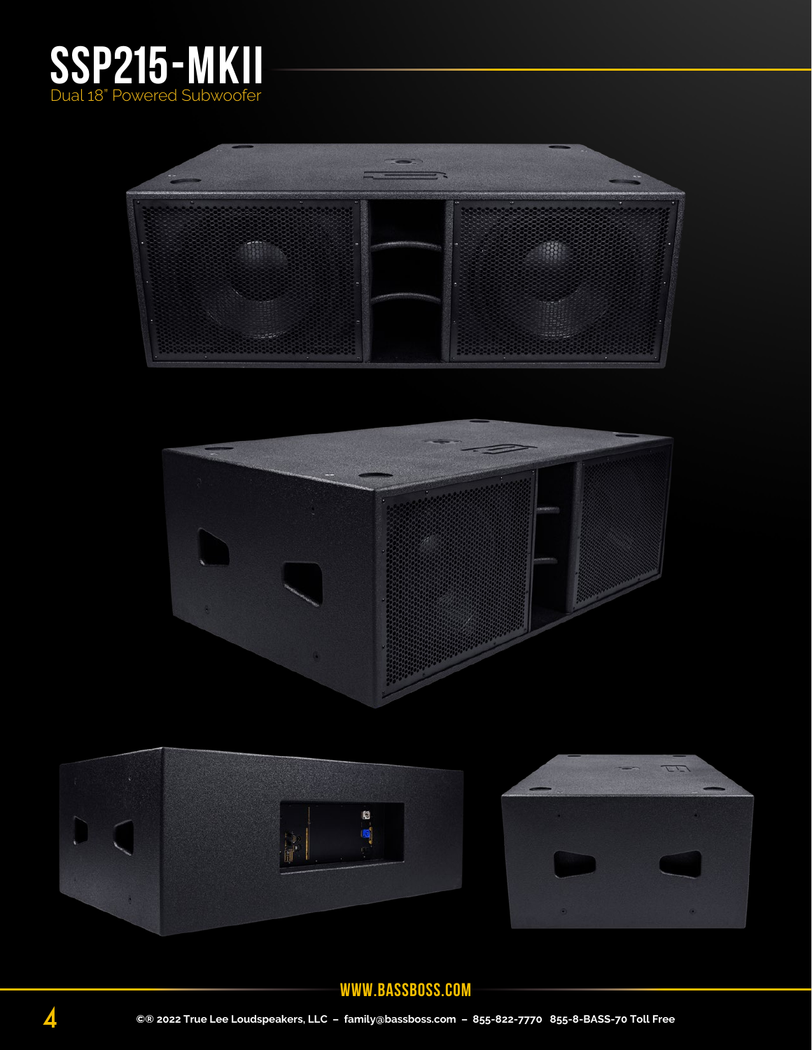# SSP215-MKII

Dual 18" Powered Subwoofer

WWW.BASSBOSS.COM

©® 2022 True Lee Loudspeakers, LLC – family@bassboss.com – 855-822-7770 855-8-BASS-70 Toll Free